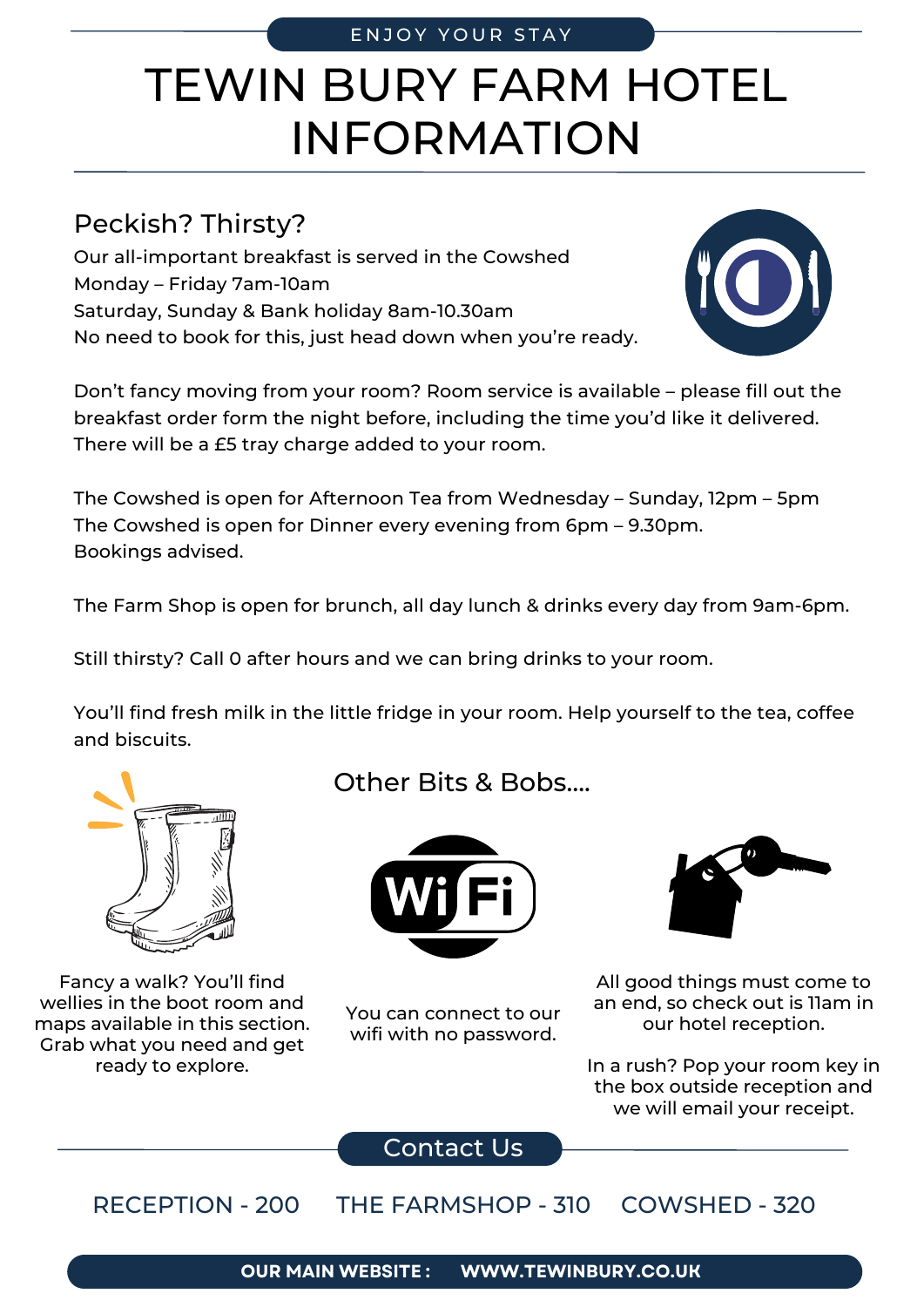ENJOY YOUR STAY

# TEWIN BURY FARM HOTEL INFORMATION

## Peckish? Thirsty?

Our all-important breakfast is served in the Cowshed
Monday – Friday 7am-10am
Saturday, Sunday & Bank holiday 8am-10.30am
No need to book for this, just head down when you're ready.

Don't fancy moving from your room? Room service is available – please fill out the breakfast order form the night before, including the time you'd like it delivered. There will be a £5 tray charge added to your room.

The Cowshed is open for Afternoon Tea from Wednesday – Sunday, 12pm – 5pm
The Cowshed is open for Dinner every evening from 6pm – 9.30pm.
Bookings advised.

The Farm Shop is open for brunch, all day lunch & drinks every day from 9am-6pm.

Still thirsty? Call 0 after hours and we can bring drinks to your room.

You'll find fresh milk in the little fridge in your room. Help yourself to the tea, coffee and biscuits.

## Other Bits & Bobs....

Fancy a walk? You'll find wellies in the boot room and maps available in this section. Grab what you need and get ready to explore.

You can connect to our wifi with no password.

All good things must come to an end, so check out is 11am in our hotel reception.

In a rush? Pop your room key in the box outside reception and we will email your receipt.

## Contact Us

RECEPTION - 200 THE FARMSHOP - 310 COWSHED - 320

**OUR MAIN WEBSITE : WWW.TEWINBURY.CO.UK**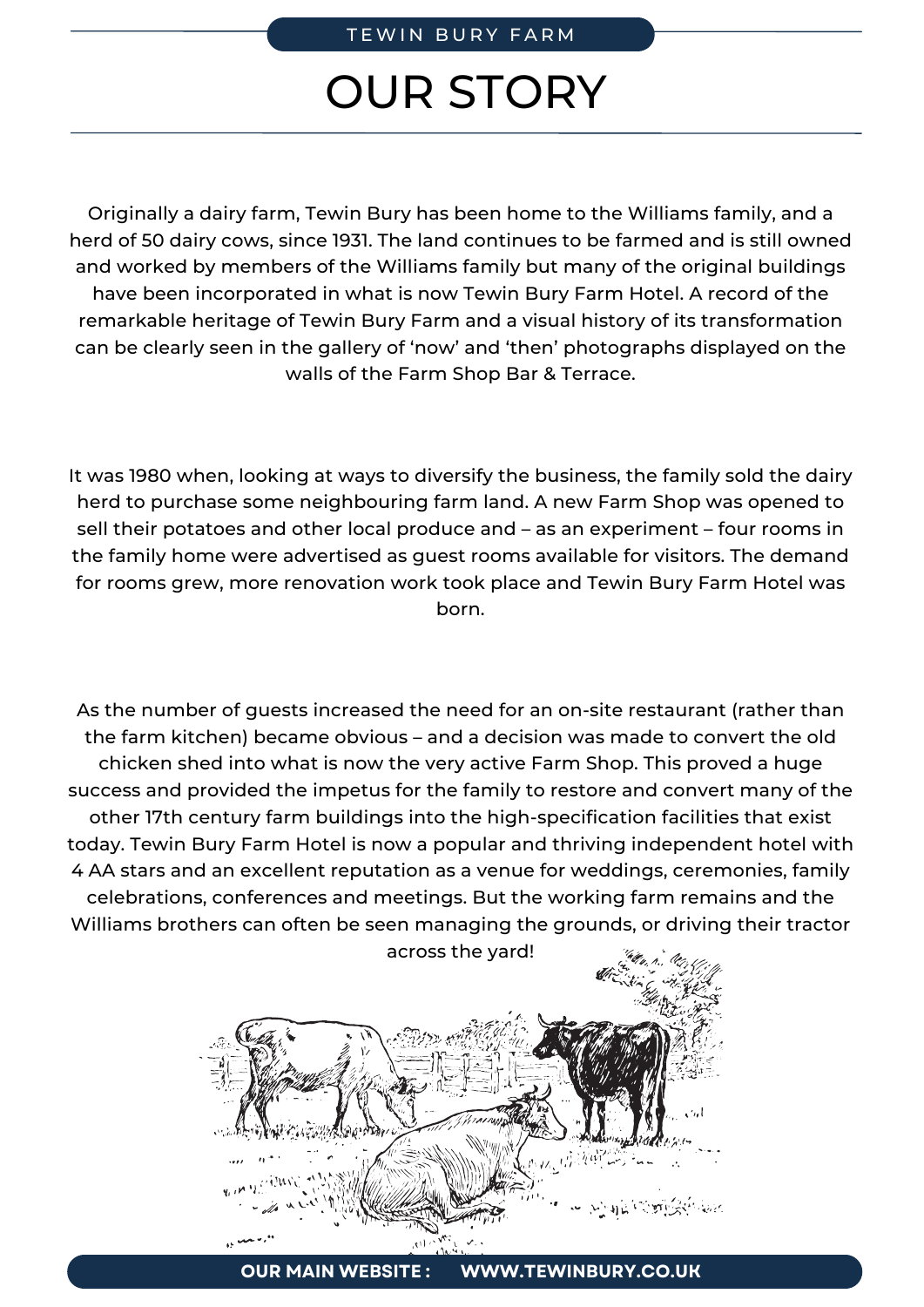TEWIN BURY FARM

# OUR STORY

Originally a dairy farm, Tewin Bury has been home to the Williams family, and a herd of 50 dairy cows, since 1931. The land continues to be farmed and is still owned and worked by members of the Williams family but many of the original buildings have been incorporated in what is now Tewin Bury Farm Hotel. A record of the remarkable heritage of Tewin Bury Farm and a visual history of its transformation can be clearly seen in the gallery of 'now' and 'then' photographs displayed on the walls of the Farm Shop Bar & Terrace.

It was 1980 when, looking at ways to diversify the business, the family sold the dairy herd to purchase some neighbouring farm land. A new Farm Shop was opened to sell their potatoes and other local produce and – as an experiment – four rooms in the family home were advertised as guest rooms available for visitors. The demand for rooms grew, more renovation work took place and Tewin Bury Farm Hotel was born.

As the number of guests increased the need for an on-site restaurant (rather than the farm kitchen) became obvious – and a decision was made to convert the old chicken shed into what is now the very active Farm Shop. This proved a huge success and provided the impetus for the family to restore and convert many of the other 17th century farm buildings into the high-specification facilities that exist today. Tewin Bury Farm Hotel is now a popular and thriving independent hotel with 4 AA stars and an excellent reputation as a venue for weddings, ceremonies, family celebrations, conferences and meetings. But the working farm remains and the Williams brothers can often be seen managing the grounds, or driving their tractor across the yard!

**OUR MAIN WEBSITE : WWW.TEWINBURY.CO.UK**